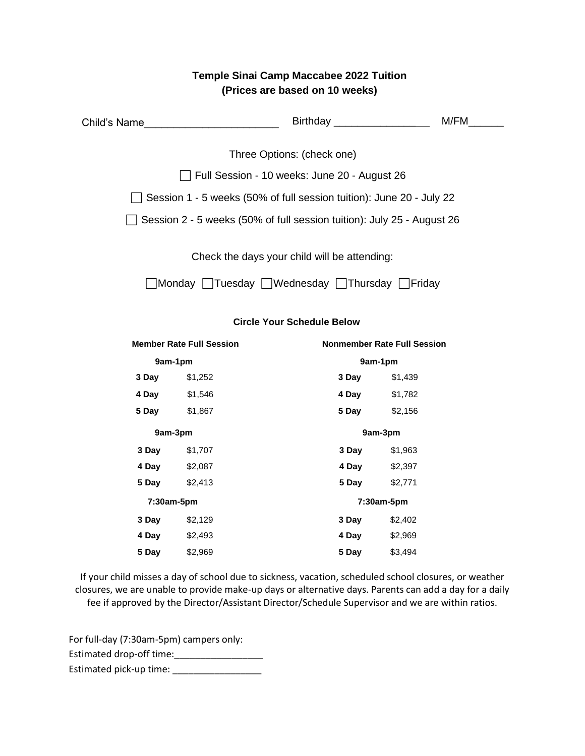**Temple Sinai Camp Maccabee 2022 Tuition**
**(Prices are based on 10 weeks)**

Child's Name_______________________ Birthday ________________ M/FM______

Three Options: (check one)

☐ Full Session - 10 weeks: June 20 - August 26

☐ Session 1 - 5 weeks (50% of full session tuition): June 20 - July 22

☐ Session 2 - 5 weeks (50% of full session tuition): July 25 - August 26

Check the days your child will be attending:

☐Monday ☐Tuesday ☐Wednesday ☐Thursday ☐Friday

**Circle Your Schedule Below**

| **Member Rate Full Session** | | **Nonmember Rate Full Session** | |
|---|---|---|---|
| **9am-1pm** | | **9am-1pm** | |
| **3 Day** | $1,252 | **3 Day** | $1,439 |
| **4 Day** | $1,546 | **4 Day** | $1,782 |
| **5 Day** | $1,867 | **5 Day** | $2,156 |
| **9am-3pm** | | **9am-3pm** | |
| **3 Day** | $1,707 | **3 Day** | $1,963 |
| **4 Day** | $2,087 | **4 Day** | $2,397 |
| **5 Day** | $2,413 | **5 Day** | $2,771 |
| **7:30am-5pm** | | **7:30am-5pm** | |
| **3 Day** | $2,129 | **3 Day** | $2,402 |
| **4 Day** | $2,493 | **4 Day** | $2,969 |
| **5 Day** | $2,969 | **5 Day** | $3,494 |

If your child misses a day of school due to sickness, vacation, scheduled school closures, or weather closures, we are unable to provide make-up days or alternative days. Parents can add a day for a daily fee if approved by the Director/Assistant Director/Schedule Supervisor and we are within ratios.

For full-day (7:30am-5pm) campers only:
Estimated drop-off time:_________________
Estimated pick-up time: _________________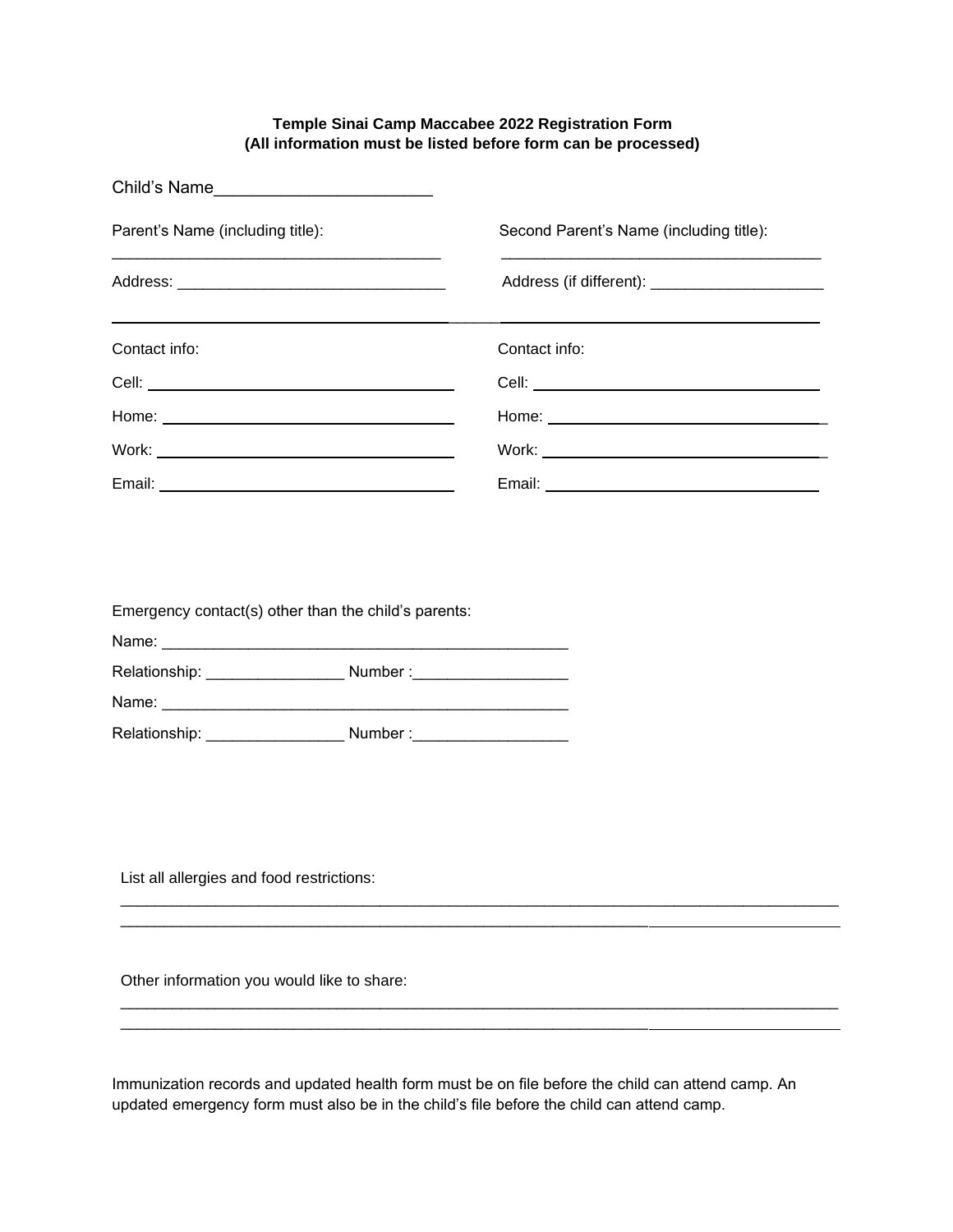**Temple Sinai Camp Maccabee 2022 Registration Form**
**(All information must be listed before form can be processed)**

Child's Name_______________________

Parent's Name (including title): ____________________________________

Address: ______________________________

Contact info:

Cell: ____________________________________

Home: ____________________________________

Work: ____________________________________

Email: ____________________________________

Second Parent's Name (including title): ____________________________________

Address (if different): ___________________

Contact info:

Cell: ____________________________________

Home: ____________________________________

Work: ____________________________________

Email: ____________________________________

Emergency contact(s) other than the child's parents:

Name: _____________________________________________

Relationship: ________________ Number :_________________

Name: _____________________________________________

Relationship: ________________ Number :_________________

List all allergies and food restrictions:

________________________________________________________________________________

________________________________________________________________________________

Other information you would like to share:

________________________________________________________________________________

________________________________________________________________________________

Immunization records and updated health form must be on file before the child can attend camp. An updated emergency form must also be in the child's file before the child can attend camp.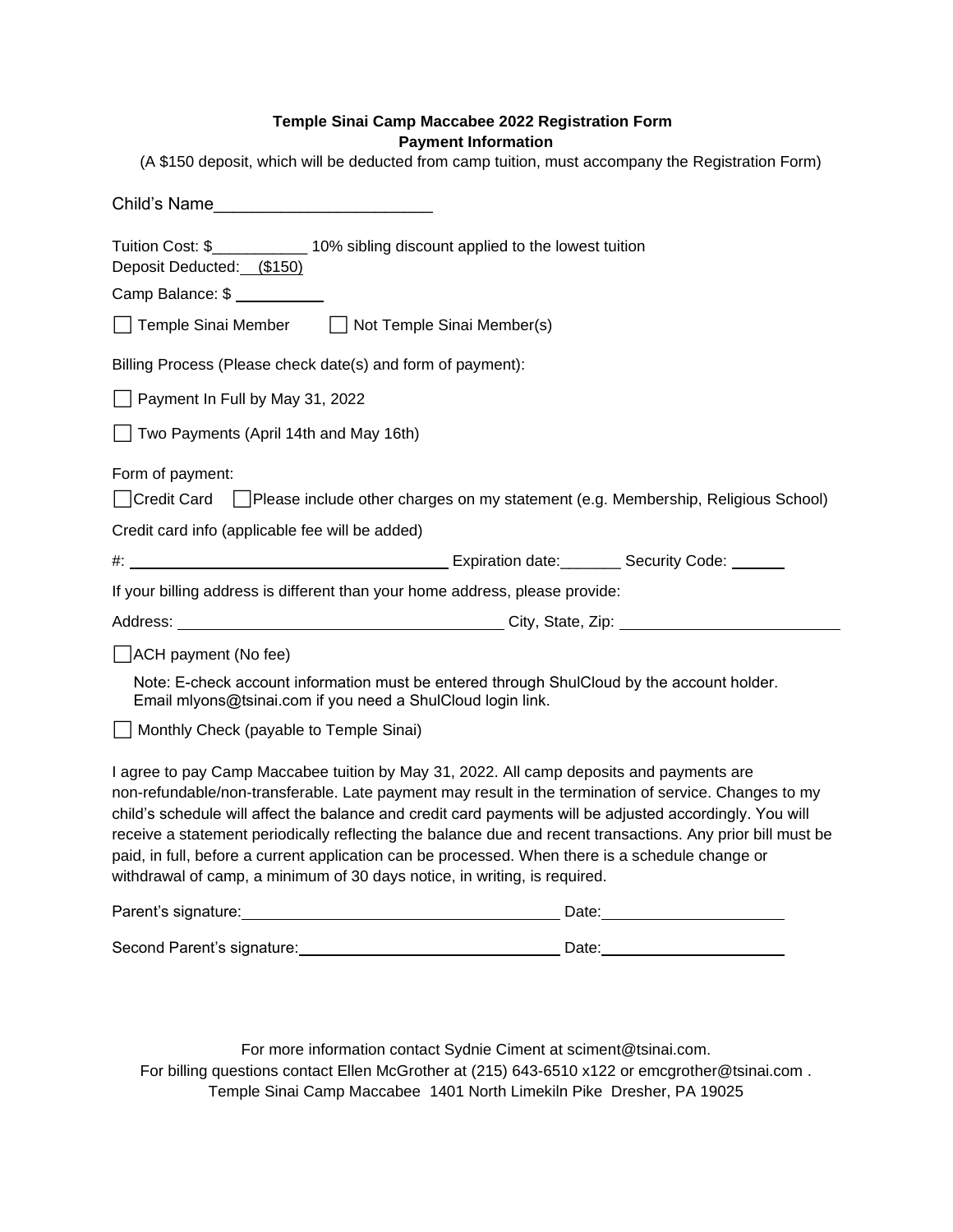**Temple Sinai Camp Maccabee 2022 Registration Form**
**Payment Information**

(A $150 deposit, which will be deducted from camp tuition, must accompany the Registration Form)

Child's Name_______________________

Tuition Cost: $___________ 10% sibling discount applied to the lowest tuition
Deposit Deducted: ($150)

Camp Balance: $ __________

☐ Temple Sinai Member ☐ Not Temple Sinai Member(s)

Billing Process (Please check date(s) and form of payment):

☐ Payment In Full by May 31, 2022

☐ Two Payments (April 14th and May 16th)

Form of payment:

☐ Credit Card ☐ Please include other charges on my statement (e.g. Membership, Religious School)

Credit card info (applicable fee will be added)

#: ____________________________________ Expiration date:_______ Security Code: ______

If your billing address is different than your home address, please provide:

Address: ____________________________________ City, State, Zip: ________________________

☐ ACH payment (No fee)

Note: E-check account information must be entered through ShulCloud by the account holder. Email mlyons@tsinai.com if you need a ShulCloud login link.

☐ Monthly Check (payable to Temple Sinai)

I agree to pay Camp Maccabee tuition by May 31, 2022. All camp deposits and payments are non-refundable/non-transferable. Late payment may result in the termination of service. Changes to my child's schedule will affect the balance and credit card payments will be adjusted accordingly. You will receive a statement periodically reflecting the balance due and recent transactions. Any prior bill must be paid, in full, before a current application can be processed. When there is a schedule change or withdrawal of camp, a minimum of 30 days notice, in writing, is required.

Parent's signature:____________________________________ Date:____________________

Second Parent's signature:______________________________ Date:____________________

For more information contact Sydnie Ciment at sciment@tsinai.com.
For billing questions contact Ellen McGrother at (215) 643-6510 x122 or emcgrother@tsinai.com .
Temple Sinai Camp Maccabee 1401 North Limekiln Pike Dresher, PA 19025